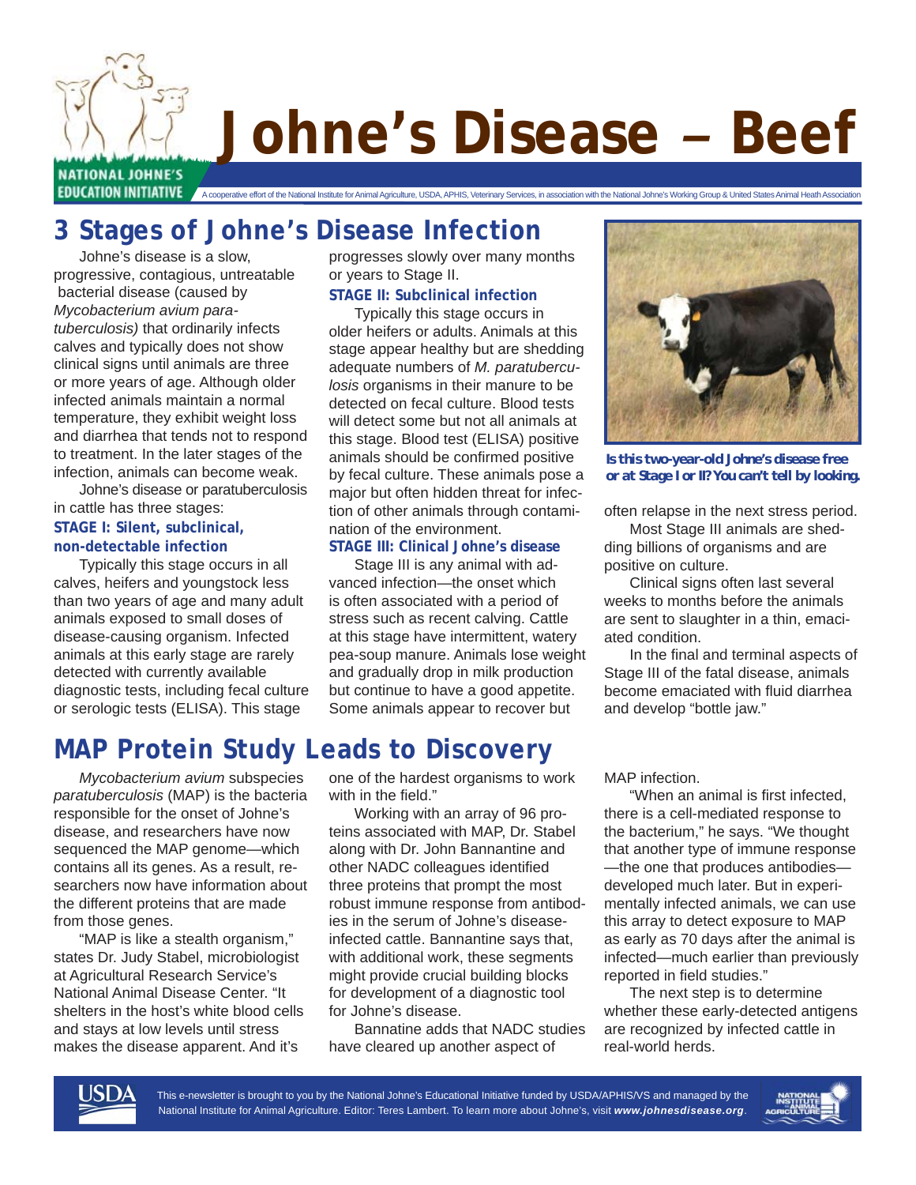# Johne's Disease – Beef

NATIONAL JOHNE'S EDUCATION INITIATIVE

A cooperative effort of the National Institute for Animal Agriculture, USDA, APHIS, Veterinary Services, in association with the National Johne's Working Group & United States Animal Health Association

## 3 Stages of Johne's Disease Infection

Johne's disease is a slow, progressive, contagious, untreatable bacterial disease (caused by *Mycobacterium avium paratuberculosis)* that ordinarily infects calves and typically does not show clinical signs until animals are three or more years of age. Although older infected animals maintain a normal temperature, they exhibit weight loss and diarrhea that tends not to respond to treatment. In the later stages of the infection, animals can become weak.

Johne's disease or paratuberculosis in cattle has three stages:

### STAGE I: Silent, subclinical, non-detectable infection

Typically this stage occurs in all calves, heifers and youngstock less than two years of age and many adult animals exposed to small doses of disease-causing organism. Infected animals at this early stage are rarely detected with currently available diagnostic tests, including fecal culture or serologic tests (ELISA). This stage progresses slowly over many months or years to Stage II.

### STAGE II: Subclinical infection

Typically this stage occurs in older heifers or adults. Animals at this stage appear healthy but are shedding adequate numbers of *M. paratuberculosis* organisms in their manure to be detected on fecal culture. Blood tests will detect some but not all animals at this stage. Blood test (ELISA) positive animals should be confirmed positive by fecal culture. These animals pose a major but often hidden threat for infection of other animals through contamination of the environment.

### STAGE III: Clinical Johne's disease

Stage III is any animal with advanced infection—the onset which is often associated with a period of stress such as recent calving. Cattle at this stage have intermittent, watery pea-soup manure. Animals lose weight and gradually drop in milk production but continue to have a good appetite. Some animals appear to recover but often relapse in the next stress period.

Most Stage III animals are shedding billions of organisms and are positive on culture.

Clinical signs often last several weeks to months before the animals are sent to slaughter in a thin, emaciated condition.

In the final and terminal aspects of Stage III of the fatal disease, animals become emaciated with fluid diarrhea and develop "bottle jaw."

**Is this two-year-old Johne's disease free or at Stage I or II? You can't tell by looking.**

## MAP Protein Study Leads to Discovery

*Mycobacterium avium* subspecies *paratuberculosis* (MAP) is the bacteria responsible for the onset of Johne's disease, and researchers have now sequenced the MAP genome—which contains all its genes. As a result, researchers now have information about the different proteins that are made from those genes.

"MAP is like a stealth organism," states Dr. Judy Stabel, microbiologist at Agricultural Research Service's National Animal Disease Center. "It shelters in the host's white blood cells and stays at low levels until stress makes the disease apparent. And it's one of the hardest organisms to work with in the field."

Working with an array of 96 proteins associated with MAP, Dr. Stabel along with Dr. John Bannantine and other NADC colleagues identified three proteins that prompt the most robust immune response from antibodies in the serum of Johne's disease-infected cattle. Bannantine says that, with additional work, these segments might provide crucial building blocks for development of a diagnostic tool for Johne's disease.

Bannatine adds that NADC studies have cleared up another aspect of MAP infection.

"When an animal is first infected, there is a cell-mediated response to the bacterium," he says. "We thought that another type of immune response—the one that produces antibodies—developed much later. But in experimentally infected animals, we can use this array to detect exposure to MAP as early as 70 days after the animal is infected—much earlier than previously reported in field studies."

The next step is to determine whether these early-detected antigens are recognized by infected cattle in real-world herds.

This e-newsletter is brought to you by the National Johne's Educational Initiative funded by USDA/APHIS/VS and managed by the National Institute for Animal Agriculture. Editor: Teres Lambert. To learn more about Johne's, visit ***www.johnesdisease.org***.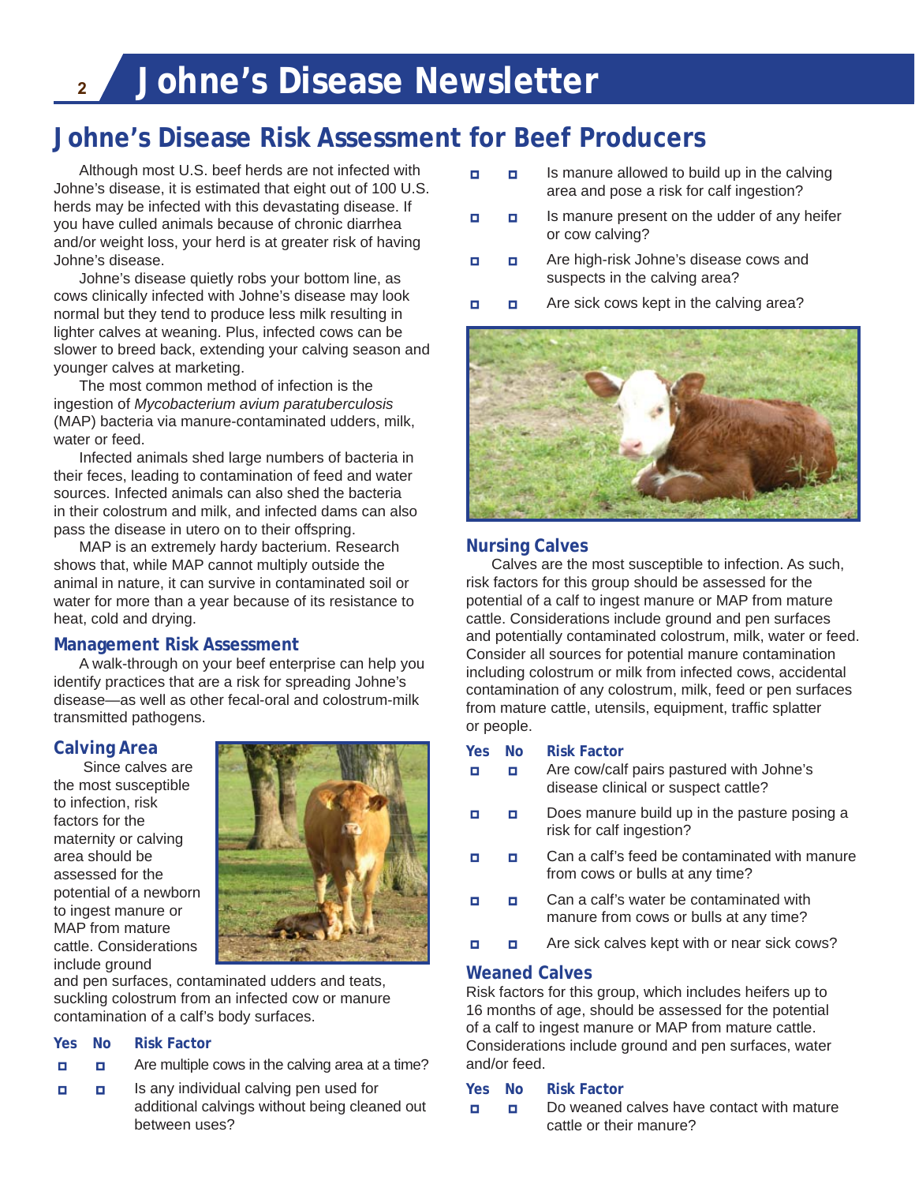# Johne's Disease Risk Assessment for Beef Producers

Although most U.S. beef herds are not infected with Johne's disease, it is estimated that eight out of 100 U.S. herds may be infected with this devastating disease. If you have culled animals because of chronic diarrhea and/or weight loss, your herd is at greater risk of having Johne's disease.

Johne's disease quietly robs your bottom line, as cows clinically infected with Johne's disease may look normal but they tend to produce less milk resulting in lighter calves at weaning. Plus, infected cows can be slower to breed back, extending your calving season and younger calves at marketing.

The most common method of infection is the ingestion of *Mycobacterium avium paratuberculosis* (MAP) bacteria via manure-contaminated udders, milk, water or feed.

Infected animals shed large numbers of bacteria in their feces, leading to contamination of feed and water sources. Infected animals can also shed the bacteria in their colostrum and milk, and infected dams can also pass the disease in utero on to their offspring.

MAP is an extremely hardy bacterium. Research shows that, while MAP cannot multiply outside the animal in nature, it can survive in contaminated soil or water for more than a year because of its resistance to heat, cold and drying.

## Management Risk Assessment

A walk-through on your beef enterprise can help you identify practices that are a risk for spreading Johne's disease—as well as other fecal-oral and colostrum-milk transmitted pathogens.

### Calving Area

Since calves are the most susceptible to infection, risk factors for the maternity or calving area should be assessed for the potential of a newborn to ingest manure or MAP from mature cattle. Considerations include ground and pen surfaces, contaminated udders and teats, suckling colostrum from an infected cow or manure contamination of a calf's body surfaces.

| Yes | No | Risk Factor |
|---|---|---|
| ☐ | ☐ | Are multiple cows in the calving area at a time? |
| ☐ | ☐ | Is any individual calving pen used for additional calvings without being cleaned out between uses? |
| ☐ | ☐ | Is manure allowed to build up in the calving area and pose a risk for calf ingestion? |
| ☐ | ☐ | Is manure present on the udder of any heifer or cow calving? |
| ☐ | ☐ | Are high-risk Johne's disease cows and suspects in the calving area? |
| ☐ | ☐ | Are sick cows kept in the calving area? |

### Nursing Calves

Calves are the most susceptible to infection. As such, risk factors for this group should be assessed for the potential of a calf to ingest manure or MAP from mature cattle. Considerations include ground and pen surfaces and potentially contaminated colostrum, milk, water or feed. Consider all sources for potential manure contamination including colostrum or milk from infected cows, accidental contamination of any colostrum, milk, feed or pen surfaces from mature cattle, utensils, equipment, traffic splatter or people.

| Yes | No | Risk Factor |
|---|---|---|
| ☐ | ☐ | Are cow/calf pairs pastured with Johne's disease clinical or suspect cattle? |
| ☐ | ☐ | Does manure build up in the pasture posing a risk for calf ingestion? |
| ☐ | ☐ | Can a calf's feed be contaminated with manure from cows or bulls at any time? |
| ☐ | ☐ | Can a calf's water be contaminated with manure from cows or bulls at any time? |
| ☐ | ☐ | Are sick calves kept with or near sick cows? |

### Weaned Calves

Risk factors for this group, which includes heifers up to 16 months of age, should be assessed for the potential of a calf to ingest manure or MAP from mature cattle. Considerations include ground and pen surfaces, water and/or feed.

| Yes | No | Risk Factor |
|---|---|---|
| ☐ | ☐ | Do weaned calves have contact with mature cattle or their manure? |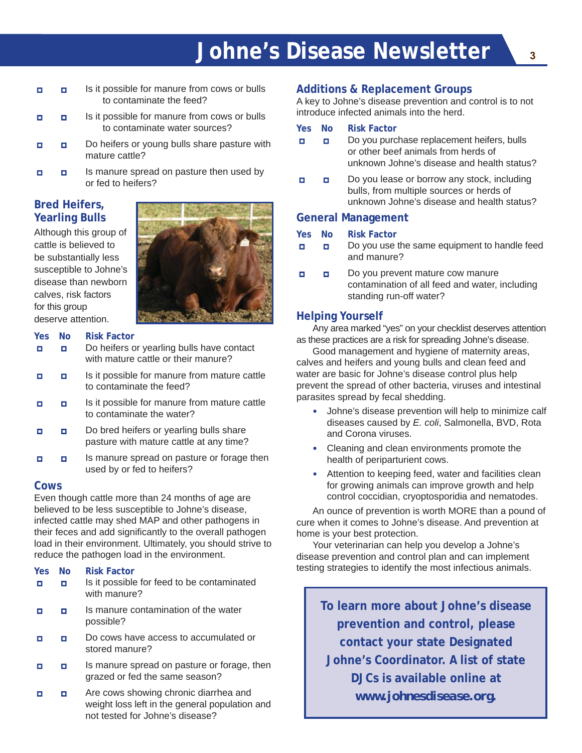| Yes | No | Risk Factor |
|---|---|---|
| ☐ | ☐ | Is it possible for manure from cows or bulls to contaminate the feed? |
| ☐ | ☐ | Is it possible for manure from cows or bulls to contaminate water sources? |
| ☐ | ☐ | Do heifers or young bulls share pasture with mature cattle? |
| ☐ | ☐ | Is manure spread on pasture then used by or fed to heifers? |

## Bred Heifers, Yearling Bulls

Although this group of cattle is believed to be substantially less susceptible to Johne's disease than newborn calves, risk factors for this group deserve attention.

| Yes | No | Risk Factor |
|---|---|---|
| ☐ | ☐ | Do heifers or yearling bulls have contact with mature cattle or their manure? |
| ☐ | ☐ | Is it possible for manure from mature cattle to contaminate the feed? |
| ☐ | ☐ | Is it possible for manure from mature cattle to contaminate the water? |
| ☐ | ☐ | Do bred heifers or yearling bulls share pasture with mature cattle at any time? |
| ☐ | ☐ | Is manure spread on pasture or forage then used by or fed to heifers? |

## Cows

Even though cattle more than 24 months of age are believed to be less susceptible to Johne's disease, infected cattle may shed MAP and other pathogens in their feces and add significantly to the overall pathogen load in their environment. Ultimately, you should strive to reduce the pathogen load in the environment.

| Yes | No | Risk Factor |
|---|---|---|
| ☐ | ☐ | Is it possible for feed to be contaminated with manure? |
| ☐ | ☐ | Is manure contamination of the water possible? |
| ☐ | ☐ | Do cows have access to accumulated or stored manure? |
| ☐ | ☐ | Is manure spread on pasture or forage, then grazed or fed the same season? |
| ☐ | ☐ | Are cows showing chronic diarrhea and weight loss left in the general population and not tested for Johne's disease? |

## Additions & Replacement Groups

A key to Johne's disease prevention and control is to not introduce infected animals into the herd.

| Yes | No | Risk Factor |
|---|---|---|
| ☐ | ☐ | Do you purchase replacement heifers, bulls or other beef animals from herds of unknown Johne's disease and health status? |
| ☐ | ☐ | Do you lease or borrow any stock, including bulls, from multiple sources or herds of unknown Johne's disease and health status? |

## General Management

| Yes | No | Risk Factor |
|---|---|---|
| ☐ | ☐ | Do you use the same equipment to handle feed and manure? |
| ☐ | ☐ | Do you prevent mature cow manure contamination of all feed and water, including standing run-off water? |

## Helping Yourself

Any area marked "yes" on your checklist deserves attention as these practices are a risk for spreading Johne's disease.

Good management and hygiene of maternity areas, calves and heifers and young bulls and clean feed and water are basic for Johne's disease control plus help prevent the spread of other bacteria, viruses and intestinal parasites spread by fecal shedding.

- Johne's disease prevention will help to minimize calf diseases caused by *E. coli*, Salmonella, BVD, Rota and Corona viruses.
- Cleaning and clean environments promote the health of periparturient cows.
- Attention to keeping feed, water and facilities clean for growing animals can improve growth and help control coccidian, cryoptosporidia and nematodes.

An ounce of prevention is worth MORE than a pound of cure when it comes to Johne's disease. And prevention at home is your best protection.

Your veterinarian can help you develop a Johne's disease prevention and control plan and can implement testing strategies to identify the most infectious animals.

**To learn more about Johne's disease prevention and control, please contact your state Designated Johne's Coordinator. A list of state DJCs is available online at www.johnesdisease.org.**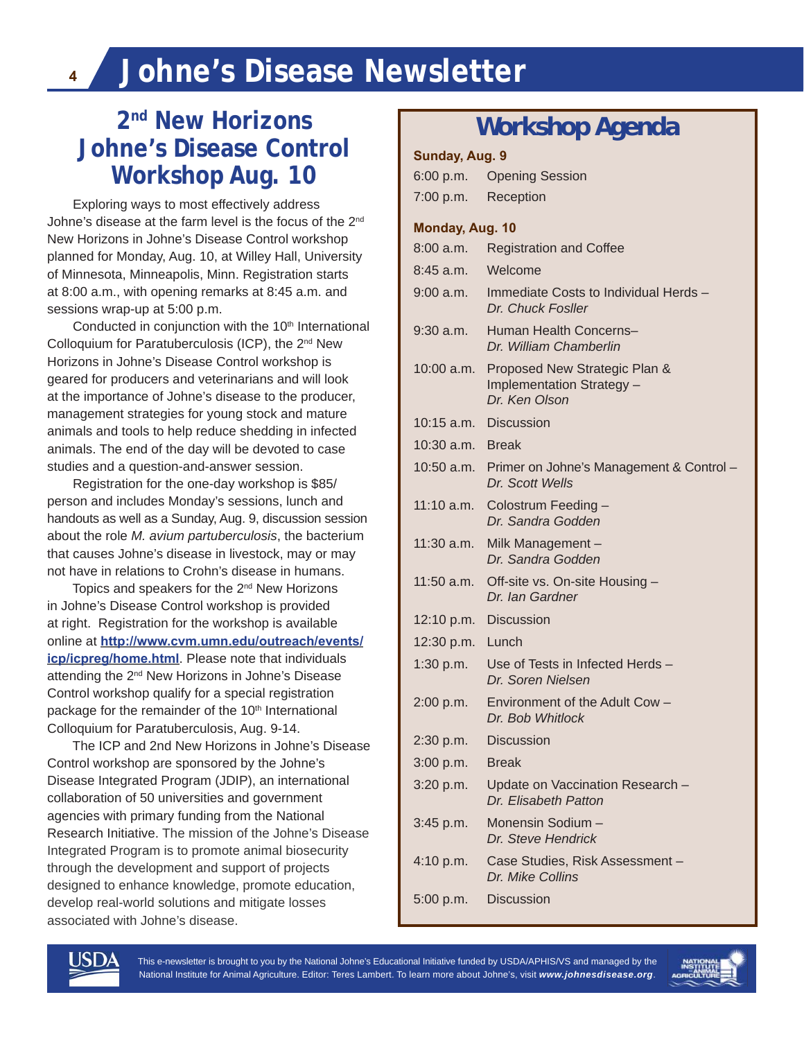## 2nd New Horizons Johne's Disease Control Workshop Aug. 10

Exploring ways to most effectively address Johne's disease at the farm level is the focus of the 2nd New Horizons in Johne's Disease Control workshop planned for Monday, Aug. 10, at Willey Hall, University of Minnesota, Minneapolis, Minn. Registration starts at 8:00 a.m., with opening remarks at 8:45 a.m. and sessions wrap-up at 5:00 p.m.

Conducted in conjunction with the 10th International Colloquium for Paratuberculosis (ICP), the 2nd New Horizons in Johne's Disease Control workshop is geared for producers and veterinarians and will look at the importance of Johne's disease to the producer, management strategies for young stock and mature animals and tools to help reduce shedding in infected animals. The end of the day will be devoted to case studies and a question-and-answer session.

Registration for the one-day workshop is $85/person and includes Monday's sessions, lunch and handouts as well as a Sunday, Aug. 9, discussion session about the role *M. avium partuberculosis*, the bacterium that causes Johne's disease in livestock, may or may not have in relations to Crohn's disease in humans.

Topics and speakers for the 2nd New Horizons in Johne's Disease Control workshop is provided at right. Registration for the workshop is available online at **http://www.cvm.umn.edu/outreach/events/icp/icpreg/home.html**. Please note that individuals attending the 2nd New Horizons in Johne's Disease Control workshop qualify for a special registration package for the remainder of the 10th International Colloquium for Paratuberculosis, Aug. 9-14.

The ICP and 2nd New Horizons in Johne's Disease Control workshop are sponsored by the Johne's Disease Integrated Program (JDIP), an international collaboration of 50 universities and government agencies with primary funding from the National Research Initiative. The mission of the Johne's Disease Integrated Program is to promote animal biosecurity through the development and support of projects designed to enhance knowledge, promote education, develop real-world solutions and mitigate losses associated with Johne's disease.

## Workshop Agenda

**Sunday, Aug. 9**

| | |
|---|---|
| 6:00 p.m. | Opening Session |
| 7:00 p.m. | Reception |

**Monday, Aug. 10**

| | |
|---|---|
| 8:00 a.m. | Registration and Coffee |
| 8:45 a.m. | Welcome |
| 9:00 a.m. | Immediate Costs to Individual Herds – *Dr. Chuck Fosller* |
| 9:30 a.m. | Human Health Concerns– *Dr. William Chamberlin* |
| 10:00 a.m. | Proposed New Strategic Plan & Implementation Strategy – *Dr. Ken Olson* |
| 10:15 a.m. | Discussion |
| 10:30 a.m. | Break |
| 10:50 a.m. | Primer on Johne's Management & Control – *Dr. Scott Wells* |
| 11:10 a.m. | Colostrum Feeding – *Dr. Sandra Godden* |
| 11:30 a.m. | Milk Management – *Dr. Sandra Godden* |
| 11:50 a.m. | Off-site vs. On-site Housing – *Dr. Ian Gardner* |
| 12:10 p.m. | Discussion |
| 12:30 p.m. | Lunch |
| 1:30 p.m. | Use of Tests in Infected Herds – *Dr. Soren Nielsen* |
| 2:00 p.m. | Environment of the Adult Cow – *Dr. Bob Whitlock* |
| 2:30 p.m. | Discussion |
| 3:00 p.m. | Break |
| 3:20 p.m. | Update on Vaccination Research – *Dr. Elisabeth Patton* |
| 3:45 p.m. | Monensin Sodium – *Dr. Steve Hendrick* |
| 4:10 p.m. | Case Studies, Risk Assessment – *Dr. Mike Collins* |
| 5:00 p.m. | Discussion |

This e-newsletter is brought to you by the National Johne's Educational Initiative funded by USDA/APHIS/VS and managed by the National Institute for Animal Agriculture. Editor: Teres Lambert. To learn more about Johne's, visit ***www.johnesdisease.org***.